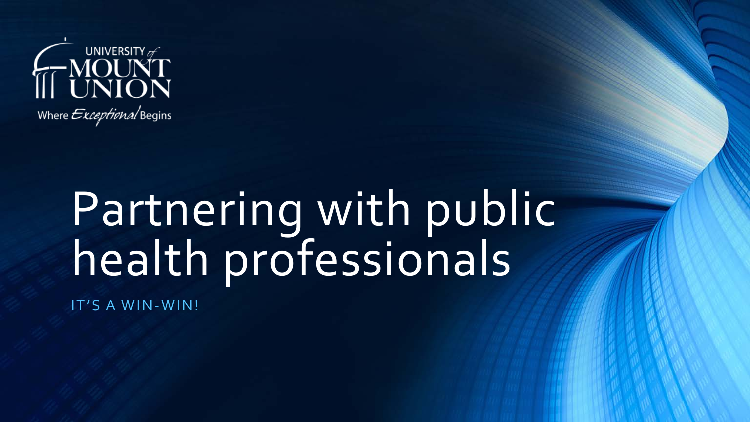UNIVERSITY of MOUNT UNION

Where *Exceptional* Begins

# Partnering with public health professionals

IT'S A WIN-WIN!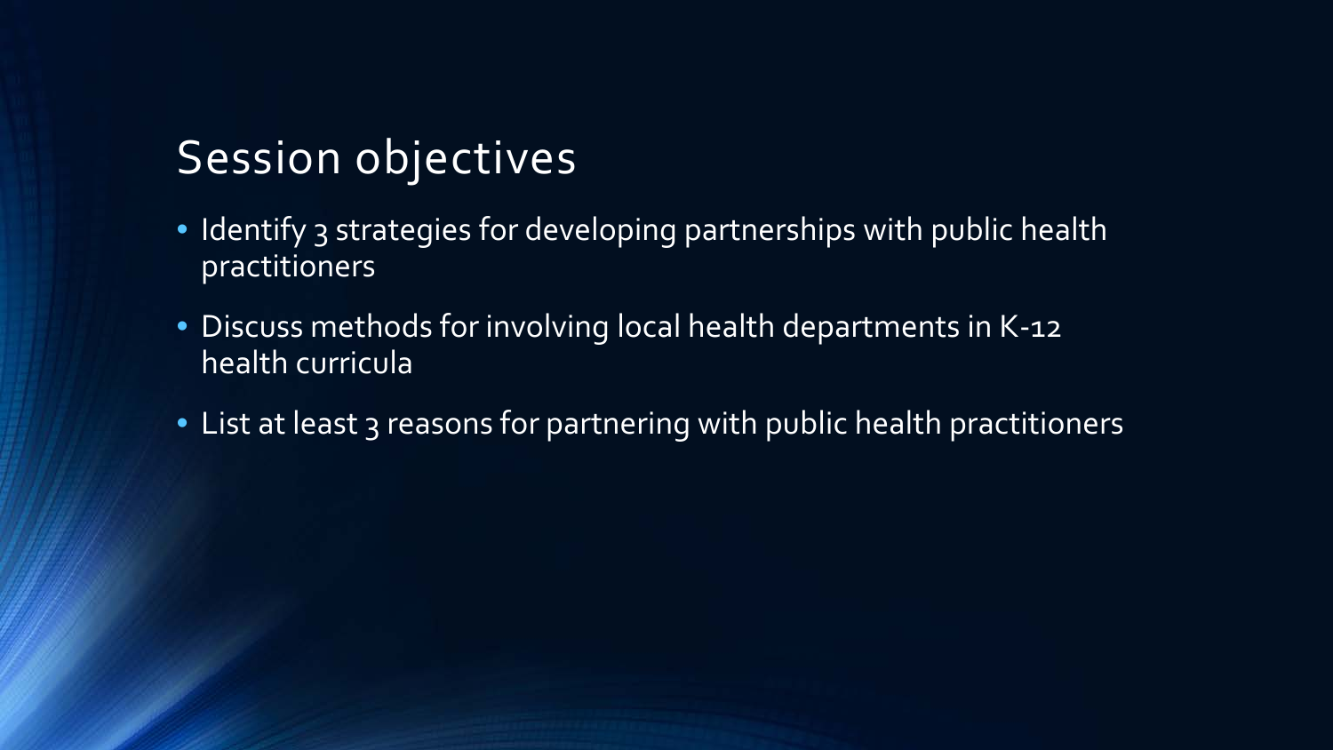## Session objectives

- Identify 3 strategies for developing partnerships with public health practitioners
- Discuss methods for involving local health departments in K-12 health curricula
- List at least 3 reasons for partnering with public health practitioners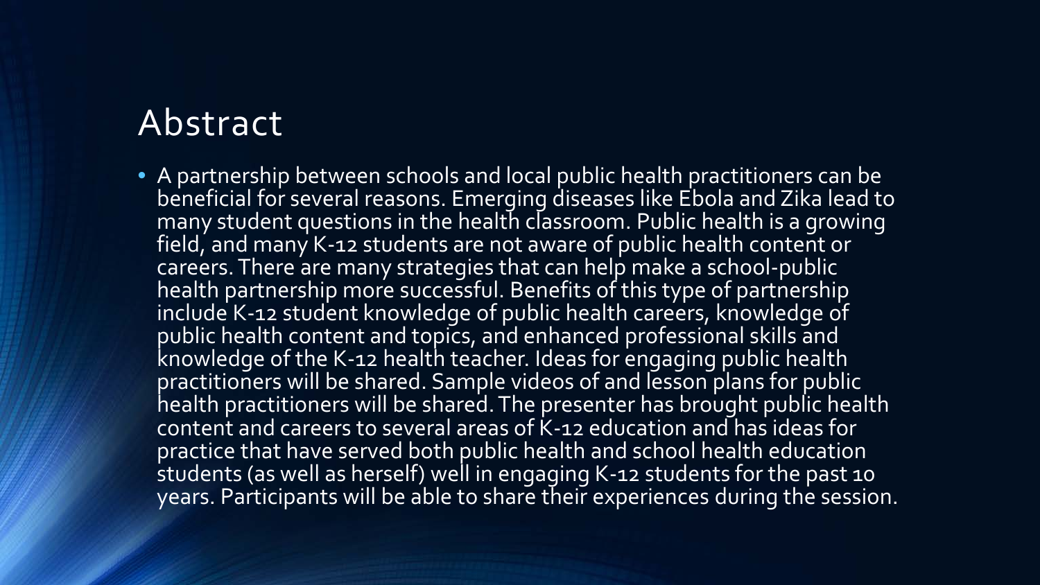# Abstract

- A partnership between schools and local public health practitioners can be beneficial for several reasons. Emerging diseases like Ebola and Zika lead to many student questions in the health classroom. Public health is a growing field, and many K-12 students are not aware of public health content or careers. There are many strategies that can help make a school-public health partnership more successful. Benefits of this type of partnership include K-12 student knowledge of public health careers, knowledge of public health content and topics, and enhanced professional skills and knowledge of the K-12 health teacher. Ideas for engaging public health practitioners will be shared. Sample videos of and lesson plans for public health practitioners will be shared. The presenter has brought public health content and careers to several areas of K-12 education and has ideas for practice that have served both public health and school health education students (as well as herself) well in engaging K-12 students for the past 10 years. Participants will be able to share their experiences during the session.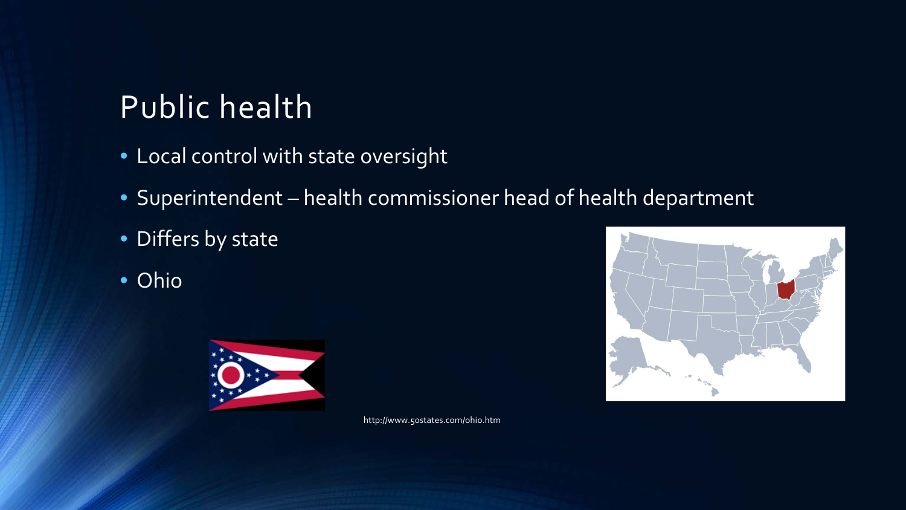# Public health

- Local control with state oversight
- Superintendent – health commissioner head of health department
- Differs by state
- Ohio

http://www.50states.com/ohio.htm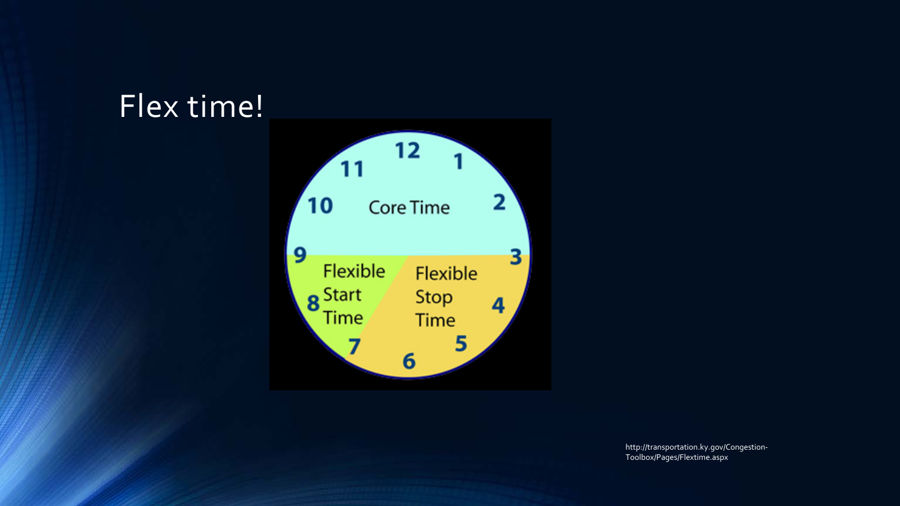# Flex time!

Core Time

Flexible Start Time

Flexible Stop Time

http://transportation.ky.gov/Congestion-Toolbox/Pages/Flextime.aspx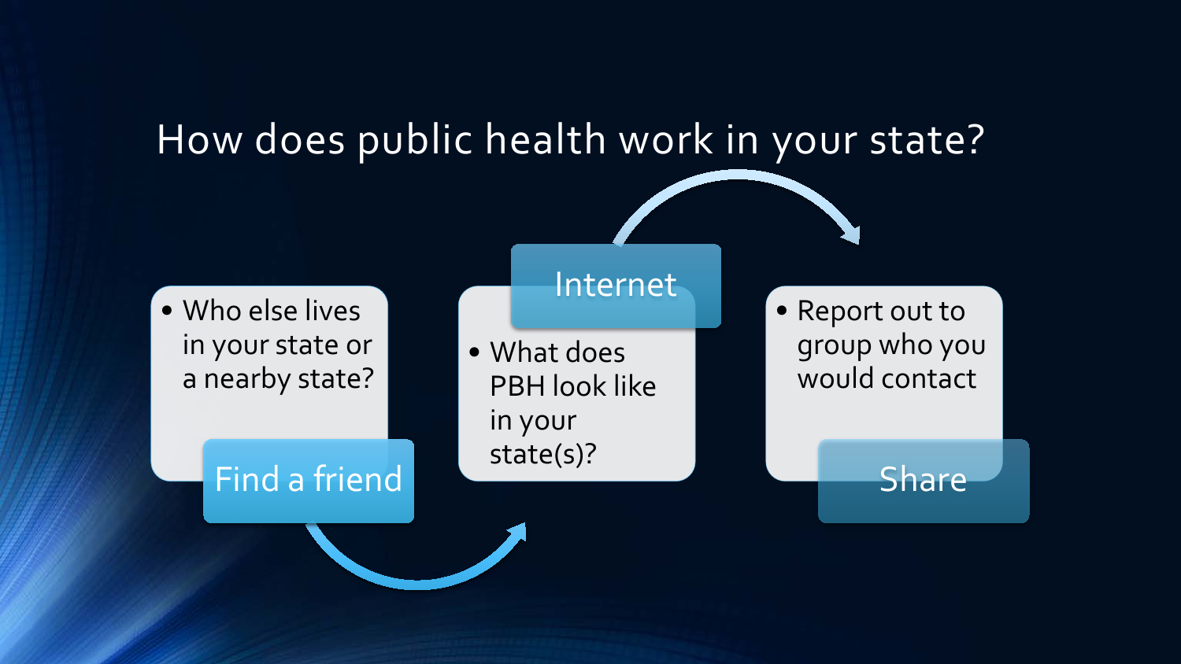# How does public health work in your state?

**Find a friend**

- Who else lives in your state or a nearby state?

**Internet**

- What does PBH look like in your state(s)?

**Share**

- Report out to group who you would contact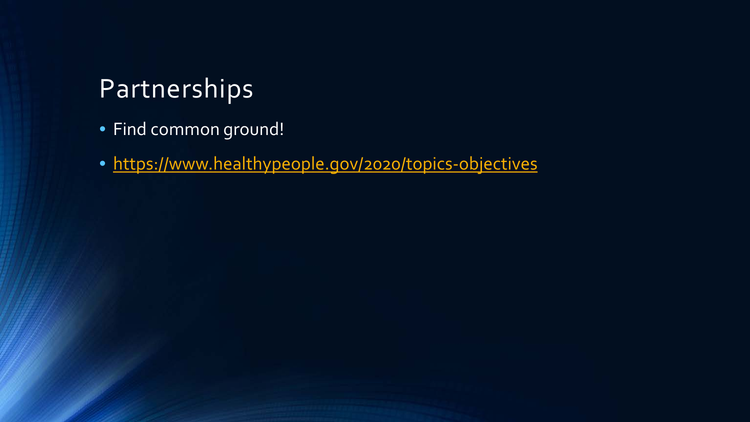# Partnerships

- Find common ground!
- [https://www.healthypeople.gov/2020/topics-objectives](https://www.healthypeople.gov/2020/topics-objectives)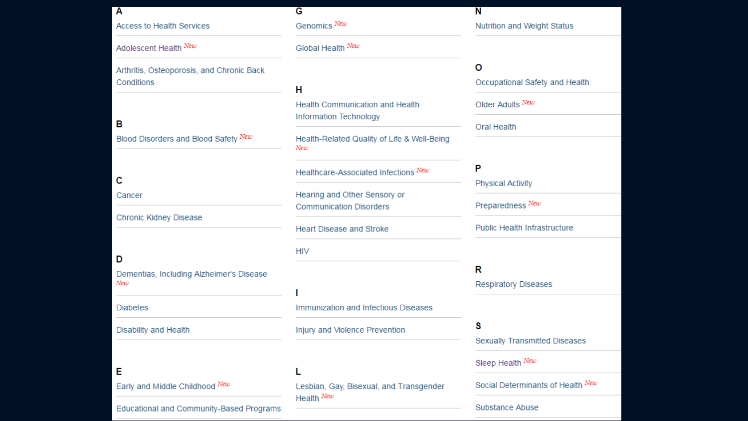## A

- Access to Health Services
- Adolescent Health *New*
- Arthritis, Osteoporosis, and Chronic Back Conditions

## B

- Blood Disorders and Blood Safety *New*

## C

- Cancer
- Chronic Kidney Disease

## D

- Dementias, Including Alzheimer's Disease *New*
- Diabetes
- Disability and Health

## E

- Early and Middle Childhood *New*
- Educational and Community-Based Programs

## G

- Genomics *New*
- Global Health *New*

## H

- Health Communication and Health Information Technology
- Health-Related Quality of Life & Well-Being *New*
- Healthcare-Associated Infections *New*
- Hearing and Other Sensory or Communication Disorders
- Heart Disease and Stroke
- HIV

## I

- Immunization and Infectious Diseases
- Injury and Violence Prevention

## L

- Lesbian, Gay, Bisexual, and Transgender Health *New*

## N

- Nutrition and Weight Status

## O

- Occupational Safety and Health
- Older Adults *New*
- Oral Health

## P

- Physical Activity
- Preparedness *New*
- Public Health Infrastructure

## R

- Respiratory Diseases

## S

- Sexually Transmitted Diseases
- Sleep Health *New*
- Social Determinants of Health *New*
- Substance Abuse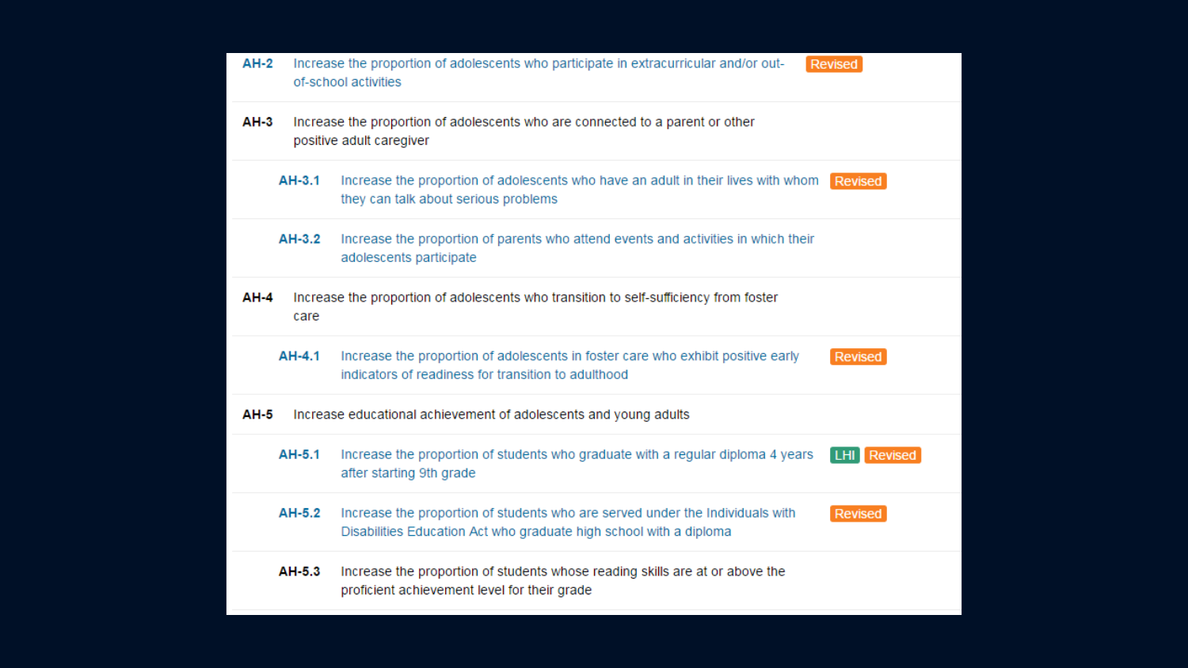| | | |
|---|---|---|
| AH-2 | Increase the proportion of adolescents who participate in extracurricular and/or out-of-school activities | Revised |
| **AH-3** | Increase the proportion of adolescents who are connected to a parent or other positive adult caregiver | |
| AH-3.1 | Increase the proportion of adolescents who have an adult in their lives with whom they can talk about serious problems | Revised |
| AH-3.2 | Increase the proportion of parents who attend events and activities in which their adolescents participate | |
| **AH-4** | Increase the proportion of adolescents who transition to self-sufficiency from foster care | |
| AH-4.1 | Increase the proportion of adolescents in foster care who exhibit positive early indicators of readiness for transition to adulthood | Revised |
| **AH-5** | Increase educational achievement of adolescents and young adults | |
| AH-5.1 | Increase the proportion of students who graduate with a regular diploma 4 years after starting 9th grade | LHI Revised |
| AH-5.2 | Increase the proportion of students who are served under the Individuals with Disabilities Education Act who graduate high school with a diploma | Revised |
| **AH-5.3** | Increase the proportion of students whose reading skills are at or above the proficient achievement level for their grade | |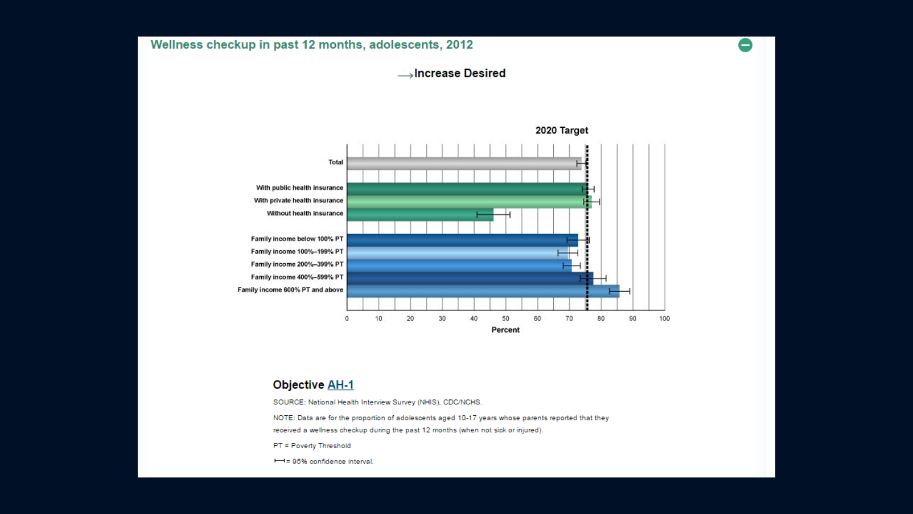## Wellness checkup in past 12 months, adolescents, 2012

→ Increase Desired

2020 Target

Total

With public health insurance

With private health insurance

Without health insurance

Family income below 100% PT

Family income 100%–199% PT

Family income 200%–399% PT

Family income 400%–599% PT

Family income 600% PT and above

0 10 20 30 40 50 60 70 80 90 100

Percent

### Objective AH-1

SOURCE: National Health Interview Survey (NHIS), CDC/NCHS.

NOTE: Data are for the proportion of adolescents aged 10-17 years whose parents reported that they received a wellness checkup during the past 12 months (when not sick or injured).

PT = Poverty Threshold

⊢⊣ = 95% confidence interval.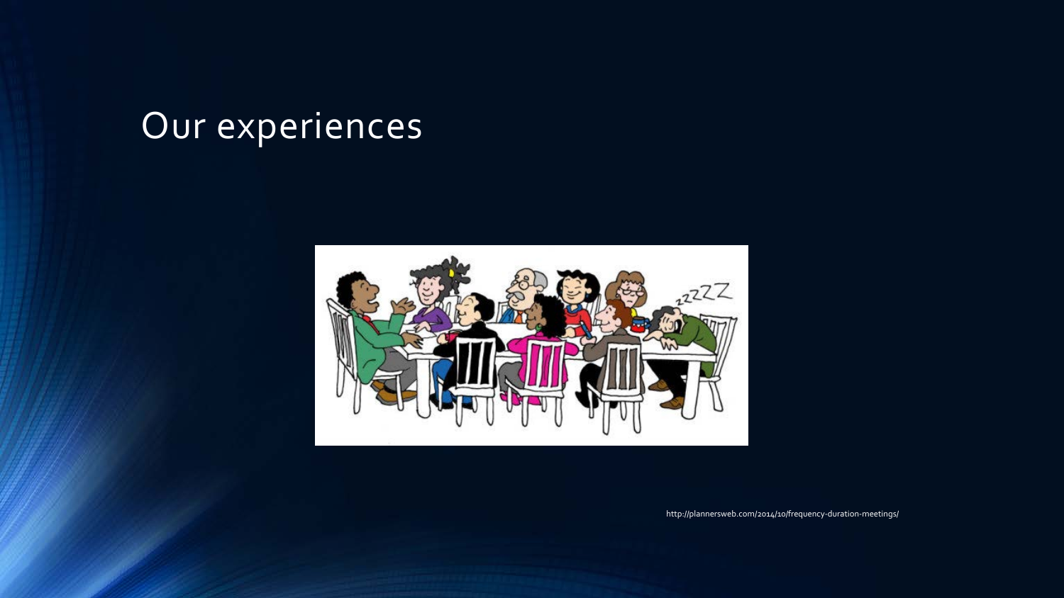# Our experiences

http://plannersweb.com/2014/10/frequency-duration-meetings/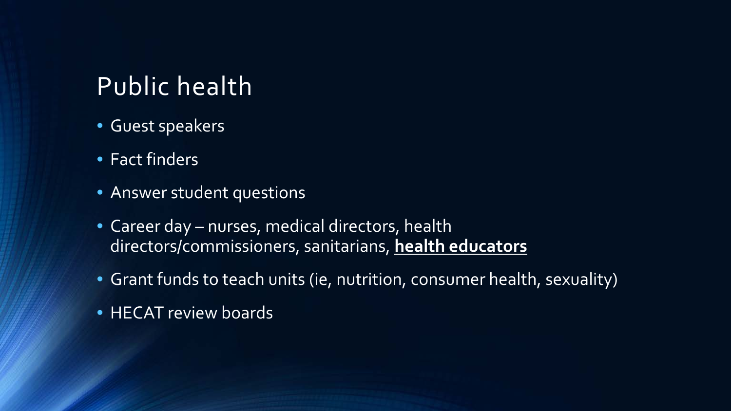# Public health

- Guest speakers
- Fact finders
- Answer student questions
- Career day – nurses, medical directors, health directors/commissioners, sanitarians, **health educators**
- Grant funds to teach units (ie, nutrition, consumer health, sexuality)
- HECAT review boards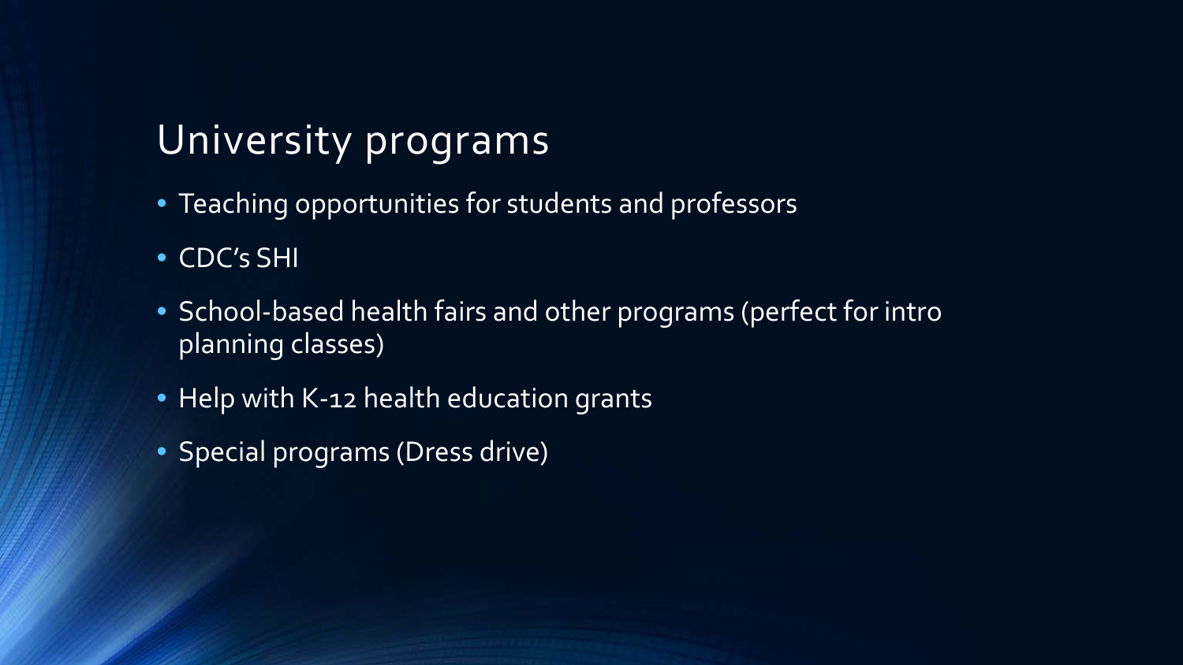## University programs

- Teaching opportunities for students and professors
- CDC's SHI
- School-based health fairs and other programs (perfect for intro planning classes)
- Help with K-12 health education grants
- Special programs (Dress drive)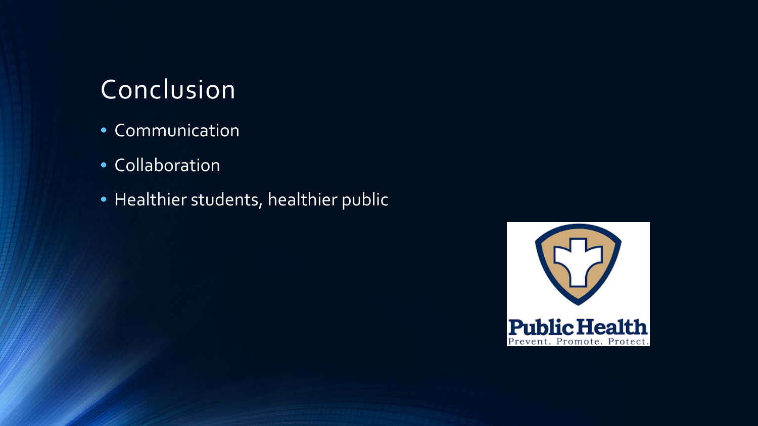# Conclusion

- Communication
- Collaboration
- Healthier students, healthier public

Public Health
Prevent. Promote. Protect.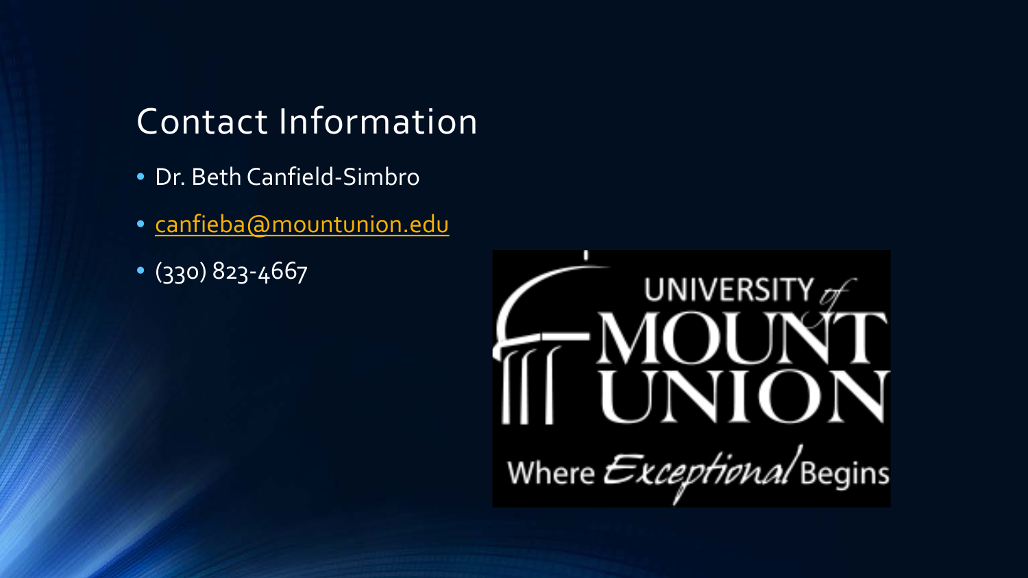# Contact Information

- Dr. Beth Canfield-Simbro
- canfieba@mountunion.edu
- (330) 823-4667